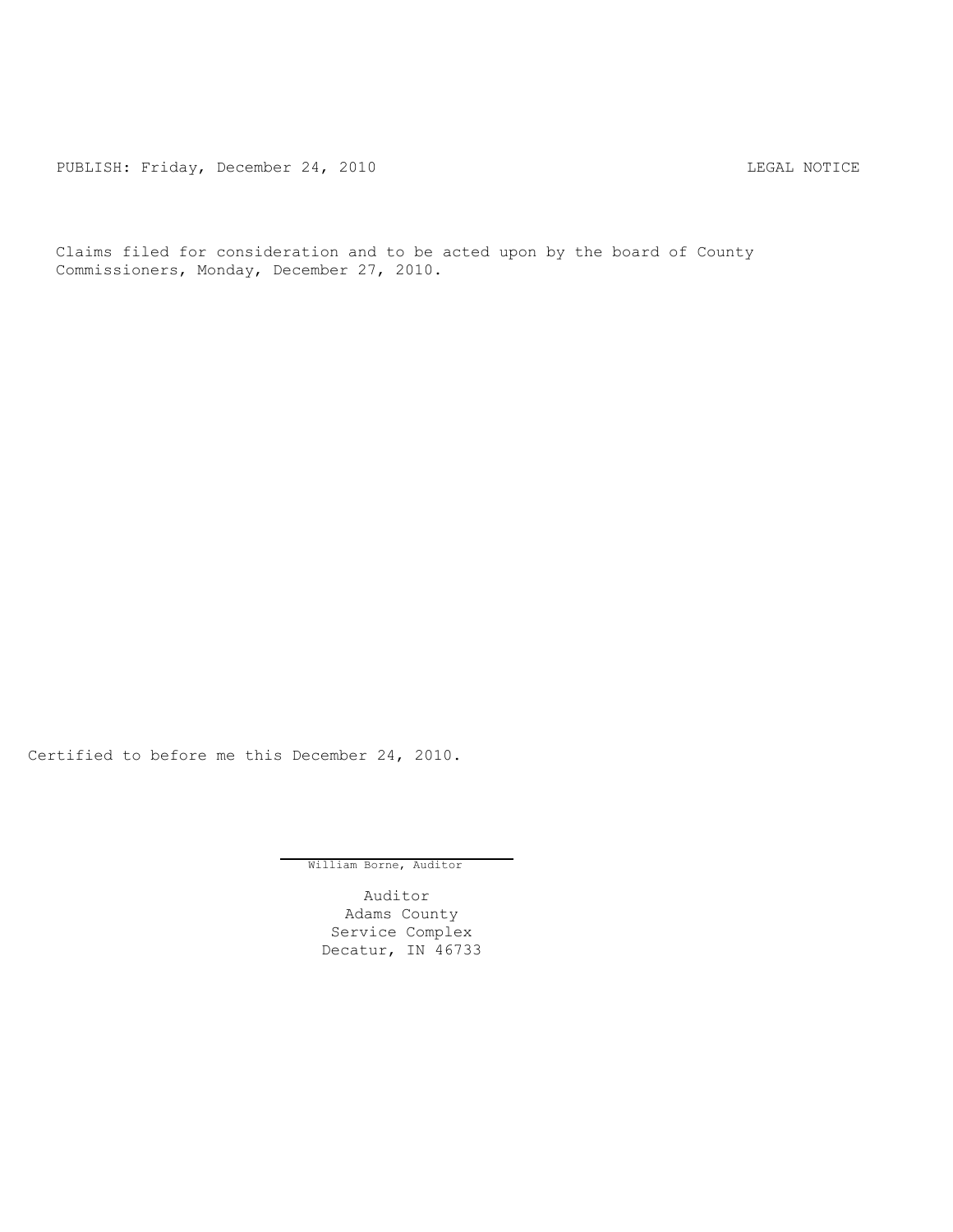PUBLISH: Friday, December 24, 2010 LEGAL NOTICE

Claims filed for consideration and to be acted upon by the board of County Commissioners, Monday, December 27, 2010.

Certified to before me this December 24, 2010.

William Borne, Auditor

Auditor
Adams County
Service Complex
Decatur, IN 46733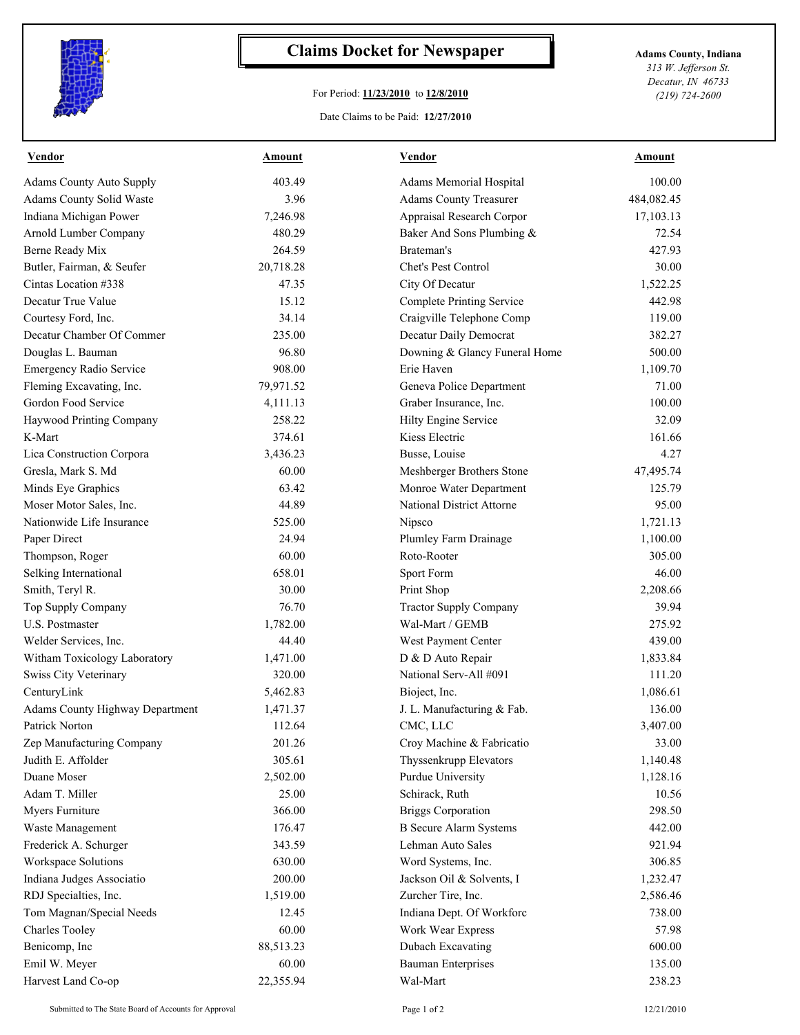# Claims Docket for Newspaper

For Period: **11/23/2010** to **12/8/2010**

Date Claims to be Paid: **12/27/2010**

**Adams County, Indiana**
*313 W. Jefferson St.*
*Decatur, IN 46733*
*(219) 724-2600*

| Vendor | Amount | Vendor | Amount |
|---|---|---|---|
| Adams County Auto Supply | 403.49 | Adams Memorial Hospital | 100.00 |
| Adams County Solid Waste | 3.96 | Adams County Treasurer | 484,082.45 |
| Indiana Michigan Power | 7,246.98 | Appraisal Research Corpor | 17,103.13 |
| Arnold Lumber Company | 480.29 | Baker And Sons Plumbing & | 72.54 |
| Berne Ready Mix | 264.59 | Brateman's | 427.93 |
| Butler, Fairman, & Seufer | 20,718.28 | Chet's Pest Control | 30.00 |
| Cintas Location #338 | 47.35 | City Of Decatur | 1,522.25 |
| Decatur True Value | 15.12 | Complete Printing Service | 442.98 |
| Courtesy Ford, Inc. | 34.14 | Craigville Telephone Comp | 119.00 |
| Decatur Chamber Of Commer | 235.00 | Decatur Daily Democrat | 382.27 |
| Douglas L. Bauman | 96.80 | Downing & Glancy Funeral Home | 500.00 |
| Emergency Radio Service | 908.00 | Erie Haven | 1,109.70 |
| Fleming Excavating, Inc. | 79,971.52 | Geneva Police Department | 71.00 |
| Gordon Food Service | 4,111.13 | Graber Insurance, Inc. | 100.00 |
| Haywood Printing Company | 258.22 | Hilty Engine Service | 32.09 |
| K-Mart | 374.61 | Kiess Electric | 161.66 |
| Lica Construction Corpora | 3,436.23 | Busse, Louise | 4.27 |
| Gresla, Mark S. Md | 60.00 | Meshberger Brothers Stone | 47,495.74 |
| Minds Eye Graphics | 63.42 | Monroe Water Department | 125.79 |
| Moser Motor Sales, Inc. | 44.89 | National District Attorne | 95.00 |
| Nationwide Life Insurance | 525.00 | Nipsco | 1,721.13 |
| Paper Direct | 24.94 | Plumley Farm Drainage | 1,100.00 |
| Thompson, Roger | 60.00 | Roto-Rooter | 305.00 |
| Selking International | 658.01 | Sport Form | 46.00 |
| Smith, Teryl R. | 30.00 | Print Shop | 2,208.66 |
| Top Supply Company | 76.70 | Tractor Supply Company | 39.94 |
| U.S. Postmaster | 1,782.00 | Wal-Mart / GEMB | 275.92 |
| Welder Services, Inc. | 44.40 | West Payment Center | 439.00 |
| Witham Toxicology Laboratory | 1,471.00 | D & D Auto Repair | 1,833.84 |
| Swiss City Veterinary | 320.00 | National Serv-All #091 | 111.20 |
| CenturyLink | 5,462.83 | Bioject, Inc. | 1,086.61 |
| Adams County Highway Department | 1,471.37 | J. L. Manufacturing & Fab. | 136.00 |
| Patrick Norton | 112.64 | CMC, LLC | 3,407.00 |
| Zep Manufacturing Company | 201.26 | Croy Machine & Fabricatio | 33.00 |
| Judith E. Affolder | 305.61 | Thyssenkrupp Elevators | 1,140.48 |
| Duane Moser | 2,502.00 | Purdue University | 1,128.16 |
| Adam T. Miller | 25.00 | Schirack, Ruth | 10.56 |
| Myers Furniture | 366.00 | Briggs Corporation | 298.50 |
| Waste Management | 176.47 | B Secure Alarm Systems | 442.00 |
| Frederick A. Schurger | 343.59 | Lehman Auto Sales | 921.94 |
| Workspace Solutions | 630.00 | Word Systems, Inc. | 306.85 |
| Indiana Judges Associatio | 200.00 | Jackson Oil & Solvents, I | 1,232.47 |
| RDJ Specialties, Inc. | 1,519.00 | Zurcher Tire, Inc. | 2,586.46 |
| Tom Magnan/Special Needs | 12.45 | Indiana Dept. Of Workforc | 738.00 |
| Charles Tooley | 60.00 | Work Wear Express | 57.98 |
| Benicomp, Inc | 88,513.23 | Dubach Excavating | 600.00 |
| Emil W. Meyer | 60.00 | Bauman Enterprises | 135.00 |
| Harvest Land Co-op | 22,355.94 | Wal-Mart | 238.23 |

Submitted to The State Board of Accounts for Approval 12/21/2010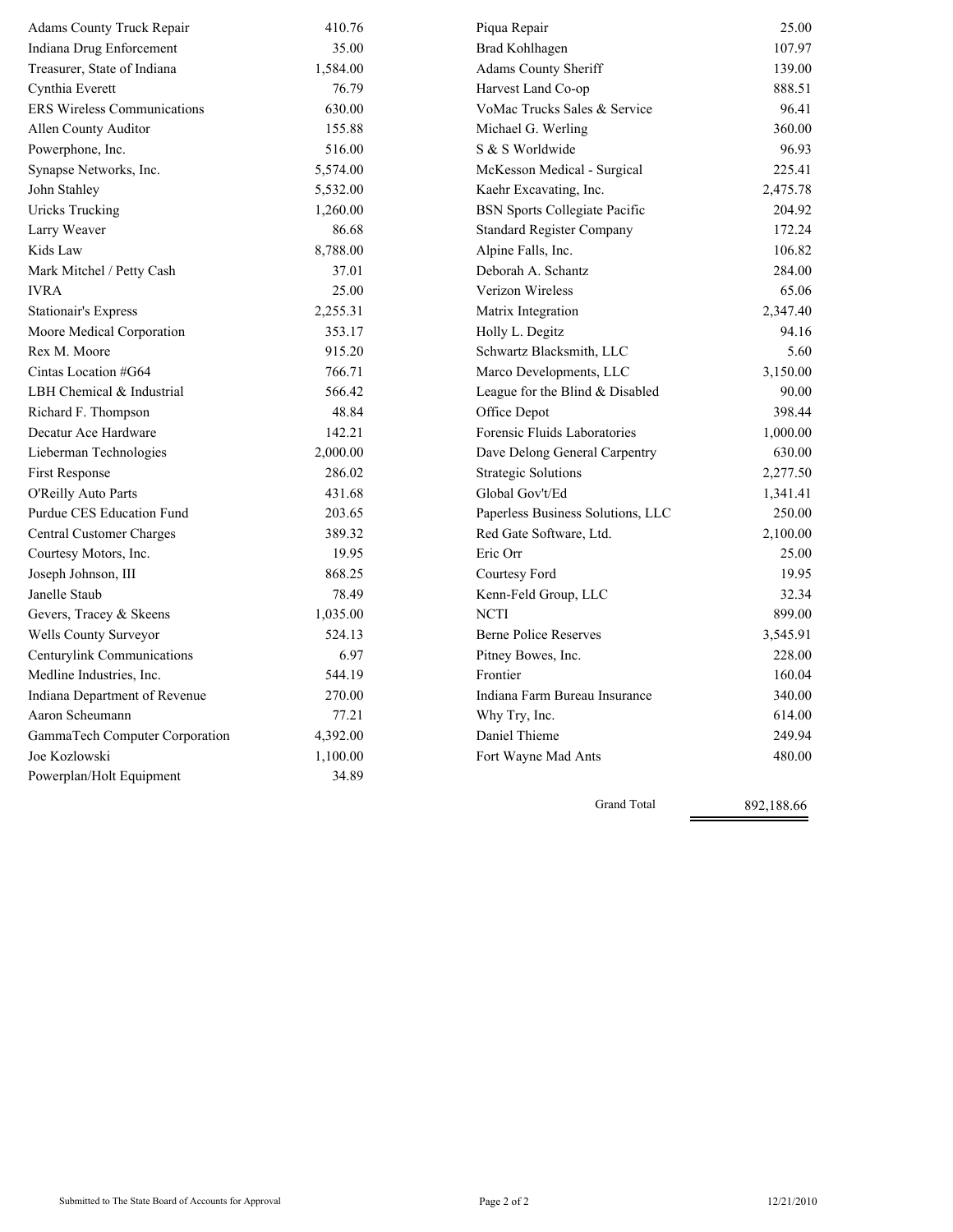| | | | |
|---|---|---|---|
| Adams County Truck Repair | 410.76 | Piqua Repair | 25.00 |
| Indiana Drug Enforcement | 35.00 | Brad Kohlhagen | 107.97 |
| Treasurer, State of Indiana | 1,584.00 | Adams County Sheriff | 139.00 |
| Cynthia Everett | 76.79 | Harvest Land Co-op | 888.51 |
| ERS Wireless Communications | 630.00 | VoMac Trucks Sales & Service | 96.41 |
| Allen County Auditor | 155.88 | Michael G. Werling | 360.00 |
| Powerphone, Inc. | 516.00 | S & S Worldwide | 96.93 |
| Synapse Networks, Inc. | 5,574.00 | McKesson Medical - Surgical | 225.41 |
| John Stahley | 5,532.00 | Kaehr Excavating, Inc. | 2,475.78 |
| Uricks Trucking | 1,260.00 | BSN Sports Collegiate Pacific | 204.92 |
| Larry Weaver | 86.68 | Standard Register Company | 172.24 |
| Kids Law | 8,788.00 | Alpine Falls, Inc. | 106.82 |
| Mark Mitchel / Petty Cash | 37.01 | Deborah A. Schantz | 284.00 |
| IVRA | 25.00 | Verizon Wireless | 65.06 |
| Stationair's Express | 2,255.31 | Matrix Integration | 2,347.40 |
| Moore Medical Corporation | 353.17 | Holly L. Degitz | 94.16 |
| Rex M. Moore | 915.20 | Schwartz Blacksmith, LLC | 5.60 |
| Cintas Location #G64 | 766.71 | Marco Developments, LLC | 3,150.00 |
| LBH Chemical & Industrial | 566.42 | League for the Blind & Disabled | 90.00 |
| Richard F. Thompson | 48.84 | Office Depot | 398.44 |
| Decatur Ace Hardware | 142.21 | Forensic Fluids Laboratories | 1,000.00 |
| Lieberman Technologies | 2,000.00 | Dave Delong General Carpentry | 630.00 |
| First Response | 286.02 | Strategic Solutions | 2,277.50 |
| O'Reilly Auto Parts | 431.68 | Global Gov't/Ed | 1,341.41 |
| Purdue CES Education Fund | 203.65 | Paperless Business Solutions, LLC | 250.00 |
| Central Customer Charges | 389.32 | Red Gate Software, Ltd. | 2,100.00 |
| Courtesy Motors, Inc. | 19.95 | Eric Orr | 25.00 |
| Joseph Johnson, III | 868.25 | Courtesy Ford | 19.95 |
| Janelle Staub | 78.49 | Kenn-Feld Group, LLC | 32.34 |
| Gevers, Tracey & Skeens | 1,035.00 | NCTI | 899.00 |
| Wells County Surveyor | 524.13 | Berne Police Reserves | 3,545.91 |
| Centurylink Communications | 6.97 | Pitney Bowes, Inc. | 228.00 |
| Medline Industries, Inc. | 544.19 | Frontier | 160.04 |
| Indiana Department of Revenue | 270.00 | Indiana Farm Bureau Insurance | 340.00 |
| Aaron Scheumann | 77.21 | Why Try, Inc. | 614.00 |
| GammaTech Computer Corporation | 4,392.00 | Daniel Thieme | 249.94 |
| Joe Kozlowski | 1,100.00 | Fort Wayne Mad Ants | 480.00 |
| Powerplan/Holt Equipment | 34.89 | | |
| | | Grand Total | 892,188.66 |

Submitted to The State Board of Accounts for Approval

12/21/2010